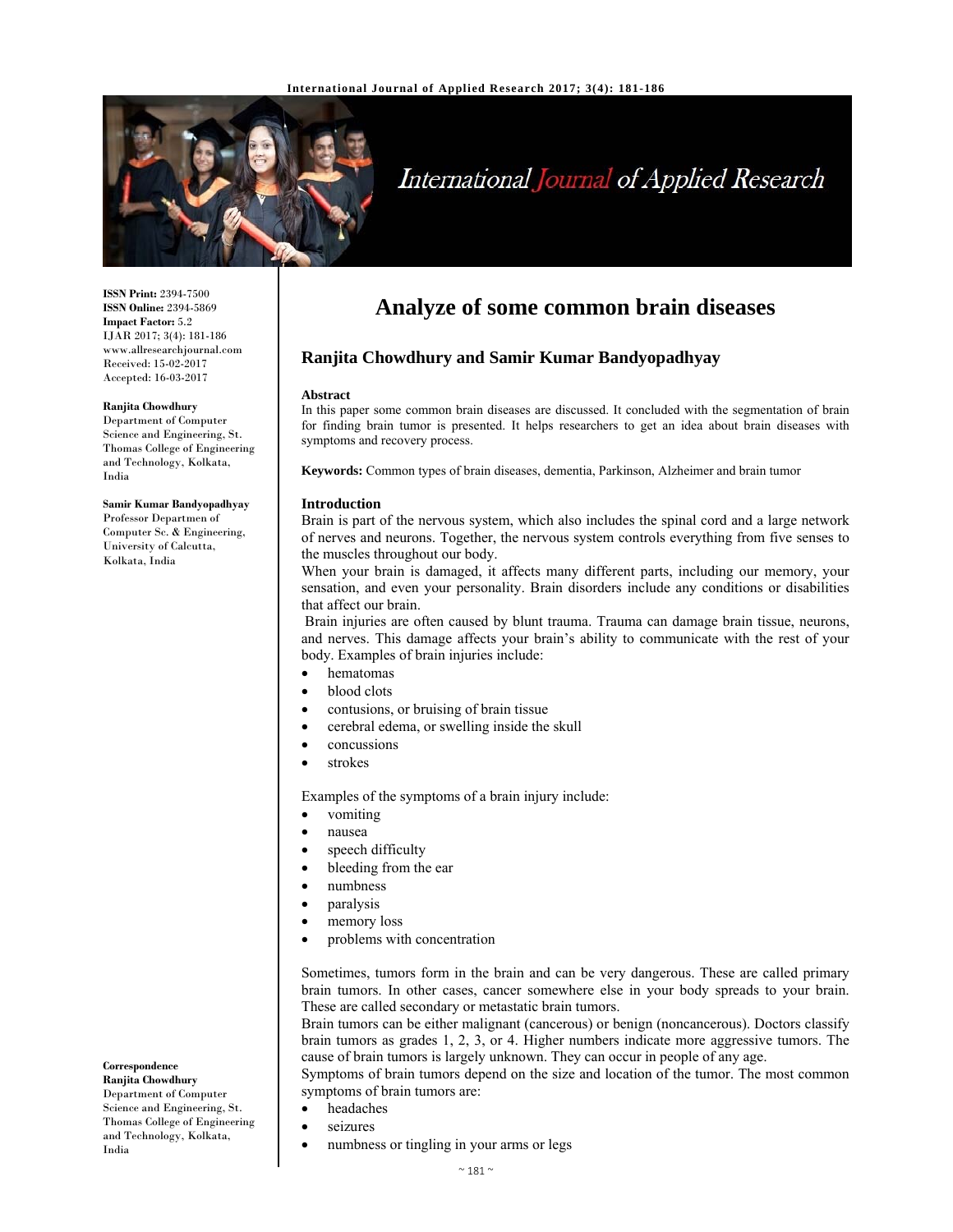# Analyze of some common brain diseases

## Ranjita Chowdhury and Samir Kumar Bandyopadhyay

**ISSN Print:** 2394-7500
**ISSN Online:** 2394-5869
**Impact Factor:** 5.2
IJAR 2017; 3(4): 181-186
www.allresearchjournal.com
Received: 15-02-2017
Accepted: 16-03-2017

**Ranjita Chowdhury**
Department of Computer Science and Engineering, St. Thomas College of Engineering and Technology, Kolkata, India

**Samir Kumar Bandyopadhyay**
Professor Departmen of Computer Sc. & Engineering, University of Calcutta, Kolkata, India

**Correspondence**
**Ranjita Chowdhury**
Department of Computer Science and Engineering, St. Thomas College of Engineering and Technology, Kolkata, India

### Abstract

In this paper some common brain diseases are discussed. It concluded with the segmentation of brain for finding brain tumor is presented. It helps researchers to get an idea about brain diseases with symptoms and recovery process.

**Keywords:** Common types of brain diseases, dementia, Parkinson, Alzheimer and brain tumor

### Introduction

Brain is part of the nervous system, which also includes the spinal cord and a large network of nerves and neurons. Together, the nervous system controls everything from five senses to the muscles throughout our body.

When your brain is damaged, it affects many different parts, including our memory, your sensation, and even your personality. Brain disorders include any conditions or disabilities that affect our brain.

Brain injuries are often caused by blunt trauma. Trauma can damage brain tissue, neurons, and nerves. This damage affects your brain's ability to communicate with the rest of your body. Examples of brain injuries include:

- hematomas
- blood clots
- contusions, or bruising of brain tissue
- cerebral edema, or swelling inside the skull
- concussions
- strokes

Examples of the symptoms of a brain injury include:

- vomiting
- nausea
- speech difficulty
- bleeding from the ear
- numbness
- paralysis
- memory loss
- problems with concentration

Sometimes, tumors form in the brain and can be very dangerous. These are called primary brain tumors. In other cases, cancer somewhere else in your body spreads to your brain. These are called secondary or metastatic brain tumors.

Brain tumors can be either malignant (cancerous) or benign (noncancerous). Doctors classify brain tumors as grades 1, 2, 3, or 4. Higher numbers indicate more aggressive tumors. The cause of brain tumors is largely unknown. They can occur in people of any age.

Symptoms of brain tumors depend on the size and location of the tumor. The most common symptoms of brain tumors are:

- headaches
- seizures
- numbness or tingling in your arms or legs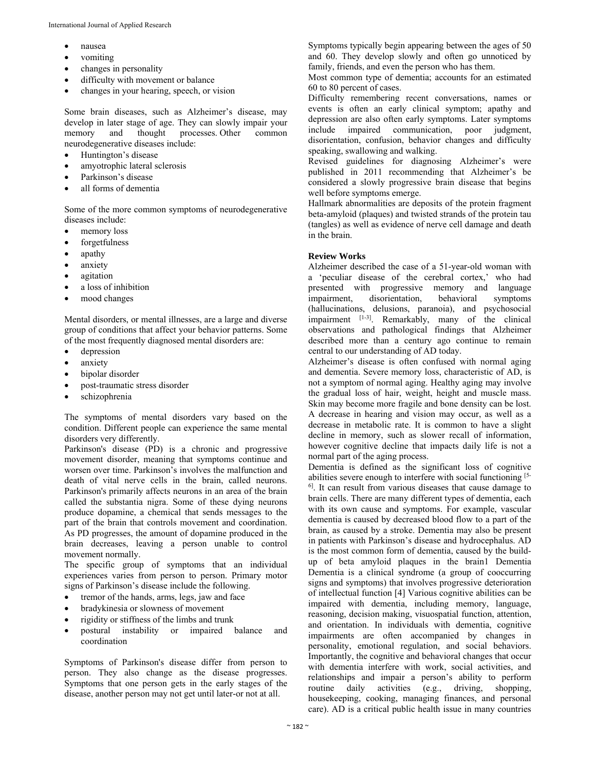- nausea
- vomiting
- changes in personality
- difficulty with movement or balance
- changes in your hearing, speech, or vision

Some brain diseases, such as Alzheimer's disease, may develop in later stage of age. They can slowly impair your memory and thought processes. Other common neurodegenerative diseases include:

- Huntington's disease
- amyotrophic lateral sclerosis
- Parkinson's disease
- all forms of dementia

Some of the more common symptoms of neurodegenerative diseases include:

- memory loss
- forgetfulness
- apathy
- anxiety
- agitation
- a loss of inhibition
- mood changes

Mental disorders, or mental illnesses, are a large and diverse group of conditions that affect your behavior patterns. Some of the most frequently diagnosed mental disorders are:

- depression
- anxiety
- bipolar disorder
- post-traumatic stress disorder
- schizophrenia

The symptoms of mental disorders vary based on the condition. Different people can experience the same mental disorders very differently.

Parkinson's disease (PD) is a chronic and progressive movement disorder, meaning that symptoms continue and worsen over time. Parkinson's involves the malfunction and death of vital nerve cells in the brain, called neurons. Parkinson's primarily affects neurons in an area of the brain called the substantia nigra. Some of these dying neurons produce dopamine, a chemical that sends messages to the part of the brain that controls movement and coordination. As PD progresses, the amount of dopamine produced in the brain decreases, leaving a person unable to control movement normally.

The specific group of symptoms that an individual experiences varies from person to person. Primary motor signs of Parkinson's disease include the following.

- tremor of the hands, arms, legs, jaw and face
- bradykinesia or slowness of movement
- rigidity or stiffness of the limbs and trunk
- postural instability or impaired balance and coordination

Symptoms of Parkinson's disease differ from person to person. They also change as the disease progresses. Symptoms that one person gets in the early stages of the disease, another person may not get until later-or not at all.

Symptoms typically begin appearing between the ages of 50 and 60. They develop slowly and often go unnoticed by family, friends, and even the person who has them.

Most common type of dementia; accounts for an estimated 60 to 80 percent of cases.

Difficulty remembering recent conversations, names or events is often an early clinical symptom; apathy and depression are also often early symptoms. Later symptoms include impaired communication, poor judgment, disorientation, confusion, behavior changes and difficulty speaking, swallowing and walking.

Revised guidelines for diagnosing Alzheimer's were published in 2011 recommending that Alzheimer's be considered a slowly progressive brain disease that begins well before symptoms emerge.

Hallmark abnormalities are deposits of the protein fragment beta-amyloid (plaques) and twisted strands of the protein tau (tangles) as well as evidence of nerve cell damage and death in the brain.

**Review Works**

Alzheimer described the case of a 51-year-old woman with a 'peculiar disease of the cerebral cortex,' who had presented with progressive memory and language impairment, disorientation, behavioral symptoms (hallucinations, delusions, paranoia), and psychosocial impairment [1-3]. Remarkably, many of the clinical observations and pathological findings that Alzheimer described more than a century ago continue to remain central to our understanding of AD today.

Alzheimer's disease is often confused with normal aging and dementia. Severe memory loss, characteristic of AD, is not a symptom of normal aging. Healthy aging may involve the gradual loss of hair, weight, height and muscle mass. Skin may become more fragile and bone density can be lost. A decrease in hearing and vision may occur, as well as a decrease in metabolic rate. It is common to have a slight decline in memory, such as slower recall of information, however cognitive decline that impacts daily life is not a normal part of the aging process.

Dementia is defined as the significant loss of cognitive abilities severe enough to interfere with social functioning [5-6]. It can result from various diseases that cause damage to brain cells. There are many different types of dementia, each with its own cause and symptoms. For example, vascular dementia is caused by decreased blood flow to a part of the brain, as caused by a stroke. Dementia may also be present in patients with Parkinson's disease and hydrocephalus. AD is the most common form of dementia, caused by the build-up of beta amyloid plaques in the brain1 Dementia Dementia is a clinical syndrome (a group of cooccurring signs and symptoms) that involves progressive deterioration of intellectual function [4] Various cognitive abilities can be impaired with dementia, including memory, language, reasoning, decision making, visuospatial function, attention, and orientation. In individuals with dementia, cognitive impairments are often accompanied by changes in personality, emotional regulation, and social behaviors. Importantly, the cognitive and behavioral changes that occur with dementia interfere with work, social activities, and relationships and impair a person's ability to perform routine daily activities (e.g., driving, shopping, housekeeping, cooking, managing finances, and personal care). AD is a critical public health issue in many countries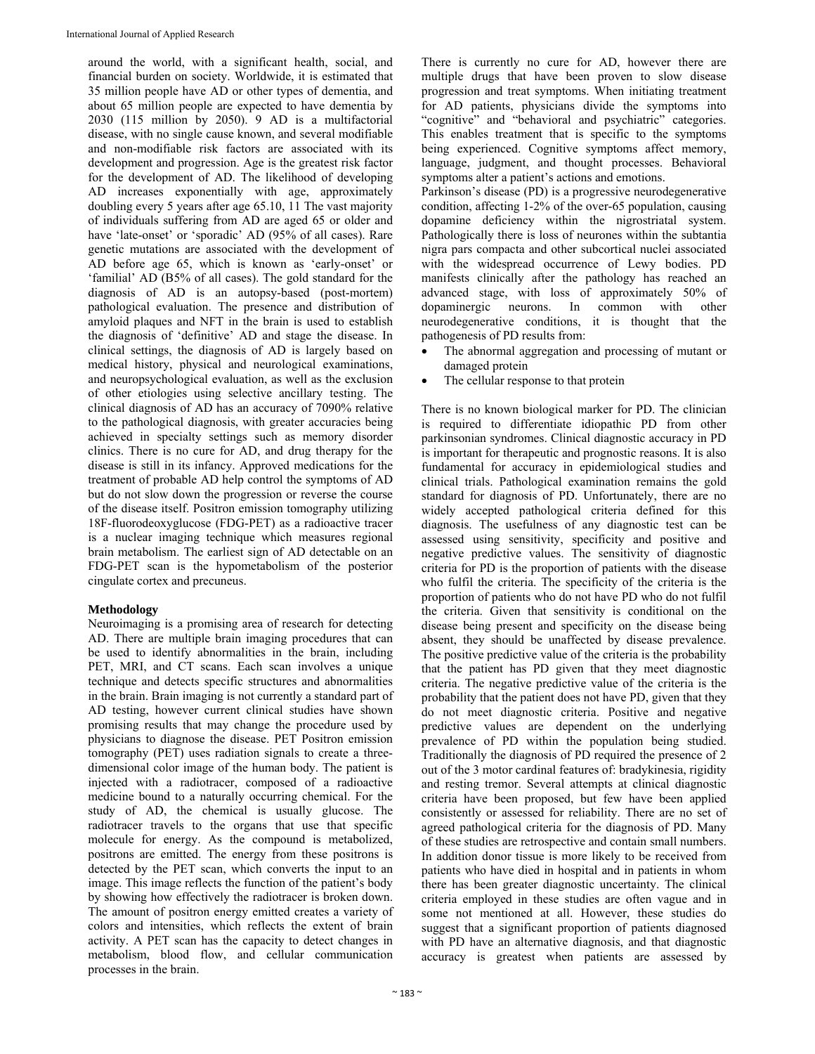around the world, with a significant health, social, and financial burden on society. Worldwide, it is estimated that 35 million people have AD or other types of dementia, and about 65 million people are expected to have dementia by 2030 (115 million by 2050). 9 AD is a multifactorial disease, with no single cause known, and several modifiable and non-modifiable risk factors are associated with its development and progression. Age is the greatest risk factor for the development of AD. The likelihood of developing AD increases exponentially with age, approximately doubling every 5 years after age 65.10, 11 The vast majority of individuals suffering from AD are aged 65 or older and have 'late-onset' or 'sporadic' AD (95% of all cases). Rare genetic mutations are associated with the development of AD before age 65, which is known as 'early-onset' or 'familial' AD (B5% of all cases). The gold standard for the diagnosis of AD is an autopsy-based (post-mortem) pathological evaluation. The presence and distribution of amyloid plaques and NFT in the brain is used to establish the diagnosis of 'definitive' AD and stage the disease. In clinical settings, the diagnosis of AD is largely based on medical history, physical and neurological examinations, and neuropsychological evaluation, as well as the exclusion of other etiologies using selective ancillary testing. The clinical diagnosis of AD has an accuracy of 7090% relative to the pathological diagnosis, with greater accuracies being achieved in specialty settings such as memory disorder clinics. There is no cure for AD, and drug therapy for the disease is still in its infancy. Approved medications for the treatment of probable AD help control the symptoms of AD but do not slow down the progression or reverse the course of the disease itself. Positron emission tomography utilizing 18F-fluorodeoxyglucose (FDG-PET) as a radioactive tracer is a nuclear imaging technique which measures regional brain metabolism. The earliest sign of AD detectable on an FDG-PET scan is the hypometabolism of the posterior cingulate cortex and precuneus.

## Methodology

Neuroimaging is a promising area of research for detecting AD. There are multiple brain imaging procedures that can be used to identify abnormalities in the brain, including PET, MRI, and CT scans. Each scan involves a unique technique and detects specific structures and abnormalities in the brain. Brain imaging is not currently a standard part of AD testing, however current clinical studies have shown promising results that may change the procedure used by physicians to diagnose the disease. PET Positron emission tomography (PET) uses radiation signals to create a three-dimensional color image of the human body. The patient is injected with a radiotracer, composed of a radioactive medicine bound to a naturally occurring chemical. For the study of AD, the chemical is usually glucose. The radiotracer travels to the organs that use that specific molecule for energy. As the compound is metabolized, positrons are emitted. The energy from these positrons is detected by the PET scan, which converts the input to an image. This image reflects the function of the patient's body by showing how effectively the radiotracer is broken down. The amount of positron energy emitted creates a variety of colors and intensities, which reflects the extent of brain activity. A PET scan has the capacity to detect changes in metabolism, blood flow, and cellular communication processes in the brain.

There is currently no cure for AD, however there are multiple drugs that have been proven to slow disease progression and treat symptoms. When initiating treatment for AD patients, physicians divide the symptoms into "cognitive" and "behavioral and psychiatric" categories. This enables treatment that is specific to the symptoms being experienced. Cognitive symptoms affect memory, language, judgment, and thought processes. Behavioral symptoms alter a patient's actions and emotions.

Parkinson's disease (PD) is a progressive neurodegenerative condition, affecting 1-2% of the over-65 population, causing dopamine deficiency within the nigrostriatal system. Pathologically there is loss of neurones within the subtantia nigra pars compacta and other subcortical nuclei associated with the widespread occurrence of Lewy bodies. PD manifests clinically after the pathology has reached an advanced stage, with loss of approximately 50% of dopaminergic neurons. In common with other neurodegenerative conditions, it is thought that the pathogenesis of PD results from:

- The abnormal aggregation and processing of mutant or damaged protein
- The cellular response to that protein

There is no known biological marker for PD. The clinician is required to differentiate idiopathic PD from other parkinsonian syndromes. Clinical diagnostic accuracy in PD is important for therapeutic and prognostic reasons. It is also fundamental for accuracy in epidemiological studies and clinical trials. Pathological examination remains the gold standard for diagnosis of PD. Unfortunately, there are no widely accepted pathological criteria defined for this diagnosis. The usefulness of any diagnostic test can be assessed using sensitivity, specificity and positive and negative predictive values. The sensitivity of diagnostic criteria for PD is the proportion of patients with the disease who fulfil the criteria. The specificity of the criteria is the proportion of patients who do not have PD who do not fulfil the criteria. Given that sensitivity is conditional on the disease being present and specificity on the disease being absent, they should be unaffected by disease prevalence. The positive predictive value of the criteria is the probability that the patient has PD given that they meet diagnostic criteria. The negative predictive value of the criteria is the probability that the patient does not have PD, given that they do not meet diagnostic criteria. Positive and negative predictive values are dependent on the underlying prevalence of PD within the population being studied. Traditionally the diagnosis of PD required the presence of 2 out of the 3 motor cardinal features of: bradykinesia, rigidity and resting tremor. Several attempts at clinical diagnostic criteria have been proposed, but few have been applied consistently or assessed for reliability. There are no set of agreed pathological criteria for the diagnosis of PD. Many of these studies are retrospective and contain small numbers. In addition donor tissue is more likely to be received from patients who have died in hospital and in patients in whom there has been greater diagnostic uncertainty. The clinical criteria employed in these studies are often vague and in some not mentioned at all. However, these studies do suggest that a significant proportion of patients diagnosed with PD have an alternative diagnosis, and that diagnostic accuracy is greatest when patients are assessed by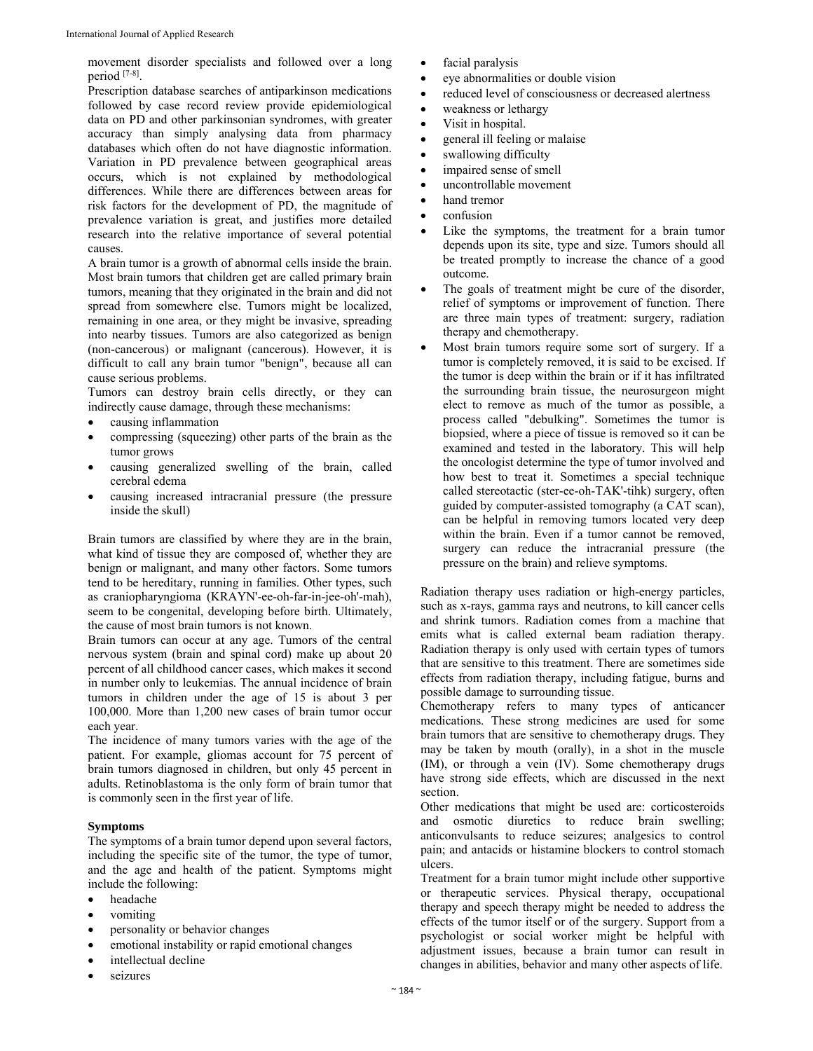movement disorder specialists and followed over a long period [7-8].

Prescription database searches of antiparkinson medications followed by case record review provide epidemiological data on PD and other parkinsonian syndromes, with greater accuracy than simply analysing data from pharmacy databases which often do not have diagnostic information. Variation in PD prevalence between geographical areas occurs, which is not explained by methodological differences. While there are differences between areas for risk factors for the development of PD, the magnitude of prevalence variation is great, and justifies more detailed research into the relative importance of several potential causes.

A brain tumor is a growth of abnormal cells inside the brain. Most brain tumors that children get are called primary brain tumors, meaning that they originated in the brain and did not spread from somewhere else. Tumors might be localized, remaining in one area, or they might be invasive, spreading into nearby tissues. Tumors are also categorized as benign (non-cancerous) or malignant (cancerous). However, it is difficult to call any brain tumor "benign", because all can cause serious problems.

Tumors can destroy brain cells directly, or they can indirectly cause damage, through these mechanisms:

- causing inflammation
- compressing (squeezing) other parts of the brain as the tumor grows
- causing generalized swelling of the brain, called cerebral edema
- causing increased intracranial pressure (the pressure inside the skull)

Brain tumors are classified by where they are in the brain, what kind of tissue they are composed of, whether they are benign or malignant, and many other factors. Some tumors tend to be hereditary, running in families. Other types, such as craniopharyngioma (KRAYN'-ee-oh-far-in-jee-oh'-mah), seem to be congenital, developing before birth. Ultimately, the cause of most brain tumors is not known.

Brain tumors can occur at any age. Tumors of the central nervous system (brain and spinal cord) make up about 20 percent of all childhood cancer cases, which makes it second in number only to leukemias. The annual incidence of brain tumors in children under the age of 15 is about 3 per 100,000. More than 1,200 new cases of brain tumor occur each year.

The incidence of many tumors varies with the age of the patient. For example, gliomas account for 75 percent of brain tumors diagnosed in children, but only 45 percent in adults. Retinoblastoma is the only form of brain tumor that is commonly seen in the first year of life.

**Symptoms**

The symptoms of a brain tumor depend upon several factors, including the specific site of the tumor, the type of tumor, and the age and health of the patient. Symptoms might include the following:

- headache
- vomiting
- personality or behavior changes
- emotional instability or rapid emotional changes
- intellectual decline
- seizures
- facial paralysis
- eye abnormalities or double vision
- reduced level of consciousness or decreased alertness
- weakness or lethargy
- Visit in hospital.
- general ill feeling or malaise
- swallowing difficulty
- impaired sense of smell
- uncontrollable movement
- hand tremor
- confusion
- Like the symptoms, the treatment for a brain tumor depends upon its site, type and size. Tumors should all be treated promptly to increase the chance of a good outcome.
- The goals of treatment might be cure of the disorder, relief of symptoms or improvement of function. There are three main types of treatment: surgery, radiation therapy and chemotherapy.
- Most brain tumors require some sort of surgery. If a tumor is completely removed, it is said to be excised. If the tumor is deep within the brain or if it has infiltrated the surrounding brain tissue, the neurosurgeon might elect to remove as much of the tumor as possible, a process called "debulking". Sometimes the tumor is biopsied, where a piece of tissue is removed so it can be examined and tested in the laboratory. This will help the oncologist determine the type of tumor involved and how best to treat it. Sometimes a special technique called stereotactic (ster-ee-oh-TAK'-tihk) surgery, often guided by computer-assisted tomography (a CAT scan), can be helpful in removing tumors located very deep within the brain. Even if a tumor cannot be removed, surgery can reduce the intracranial pressure (the pressure on the brain) and relieve symptoms.

Radiation therapy uses radiation or high-energy particles, such as x-rays, gamma rays and neutrons, to kill cancer cells and shrink tumors. Radiation comes from a machine that emits what is called external beam radiation therapy. Radiation therapy is only used with certain types of tumors that are sensitive to this treatment. There are sometimes side effects from radiation therapy, including fatigue, burns and possible damage to surrounding tissue.

Chemotherapy refers to many types of anticancer medications. These strong medicines are used for some brain tumors that are sensitive to chemotherapy drugs. They may be taken by mouth (orally), in a shot in the muscle (IM), or through a vein (IV). Some chemotherapy drugs have strong side effects, which are discussed in the next section.

Other medications that might be used are: corticosteroids and osmotic diuretics to reduce brain swelling; anticonvulsants to reduce seizures; analgesics to control pain; and antacids or histamine blockers to control stomach ulcers.

Treatment for a brain tumor might include other supportive or therapeutic services. Physical therapy, occupational therapy and speech therapy might be needed to address the effects of the tumor itself or of the surgery. Support from a psychologist or social worker might be helpful with adjustment issues, because a brain tumor can result in changes in abilities, behavior and many other aspects of life.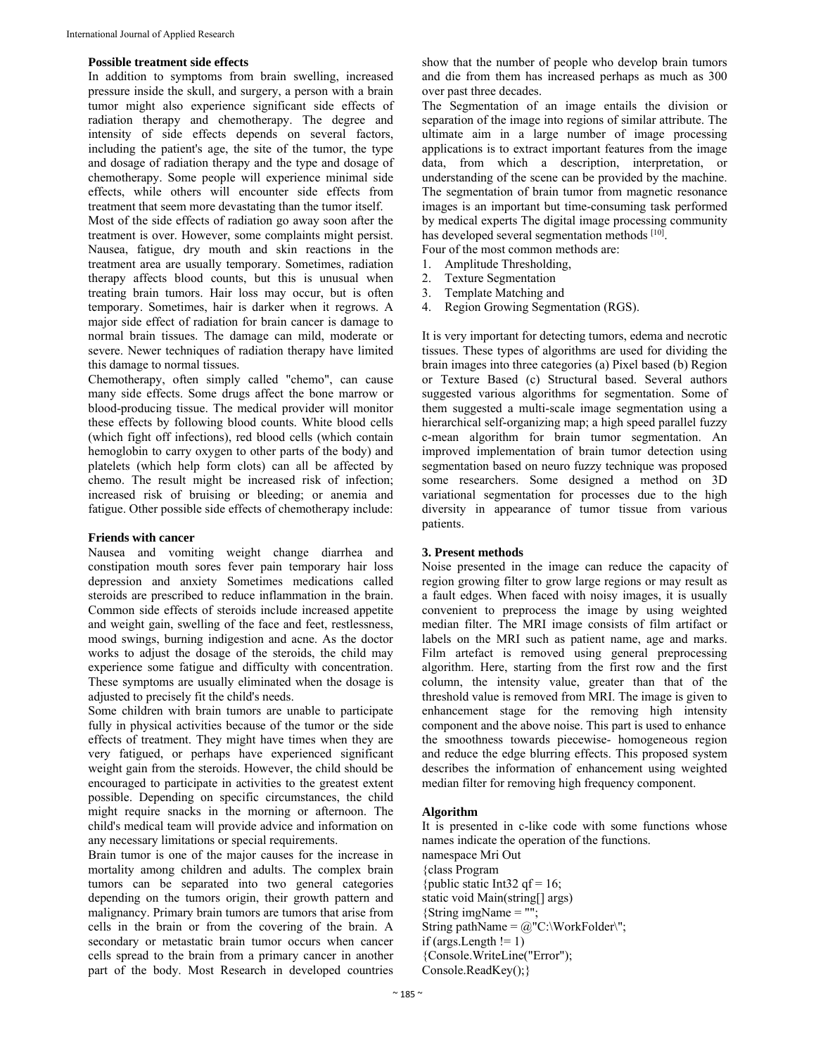**Possible treatment side effects**

In addition to symptoms from brain swelling, increased pressure inside the skull, and surgery, a person with a brain tumor might also experience significant side effects of radiation therapy and chemotherapy. The degree and intensity of side effects depends on several factors, including the patient's age, the site of the tumor, the type and dosage of radiation therapy and the type and dosage of chemotherapy. Some people will experience minimal side effects, while others will encounter side effects from treatment that seem more devastating than the tumor itself.

Most of the side effects of radiation go away soon after the treatment is over. However, some complaints might persist. Nausea, fatigue, dry mouth and skin reactions in the treatment area are usually temporary. Sometimes, radiation therapy affects blood counts, but this is unusual when treating brain tumors. Hair loss may occur, but is often temporary. Sometimes, hair is darker when it regrows. A major side effect of radiation for brain cancer is damage to normal brain tissues. The damage can mild, moderate or severe. Newer techniques of radiation therapy have limited this damage to normal tissues.

Chemotherapy, often simply called "chemo", can cause many side effects. Some drugs affect the bone marrow or blood-producing tissue. The medical provider will monitor these effects by following blood counts. White blood cells (which fight off infections), red blood cells (which contain hemoglobin to carry oxygen to other parts of the body) and platelets (which help form clots) can all be affected by chemo. The result might be increased risk of infection; increased risk of bruising or bleeding; or anemia and fatigue. Other possible side effects of chemotherapy include:

**Friends with cancer**

Nausea and vomiting weight change diarrhea and constipation mouth sores fever pain temporary hair loss depression and anxiety Sometimes medications called steroids are prescribed to reduce inflammation in the brain. Common side effects of steroids include increased appetite and weight gain, swelling of the face and feet, restlessness, mood swings, burning indigestion and acne. As the doctor works to adjust the dosage of the steroids, the child may experience some fatigue and difficulty with concentration. These symptoms are usually eliminated when the dosage is adjusted to precisely fit the child's needs.

Some children with brain tumors are unable to participate fully in physical activities because of the tumor or the side effects of treatment. They might have times when they are very fatigued, or perhaps have experienced significant weight gain from the steroids. However, the child should be encouraged to participate in activities to the greatest extent possible. Depending on specific circumstances, the child might require snacks in the morning or afternoon. The child's medical team will provide advice and information on any necessary limitations or special requirements.

Brain tumor is one of the major causes for the increase in mortality among children and adults. The complex brain tumors can be separated into two general categories depending on the tumors origin, their growth pattern and malignancy. Primary brain tumors are tumors that arise from cells in the brain or from the covering of the brain. A secondary or metastatic brain tumor occurs when cancer cells spread to the brain from a primary cancer in another part of the body. Most Research in developed countries show that the number of people who develop brain tumors and die from them has increased perhaps as much as 300 over past three decades.

The Segmentation of an image entails the division or separation of the image into regions of similar attribute. The ultimate aim in a large number of image processing applications is to extract important features from the image data, from which a description, interpretation, or understanding of the scene can be provided by the machine. The segmentation of brain tumor from magnetic resonance images is an important but time-consuming task performed by medical experts The digital image processing community has developed several segmentation methods [10].

Four of the most common methods are:

1. Amplitude Thresholding,
2. Texture Segmentation
3. Template Matching and
4. Region Growing Segmentation (RGS).

It is very important for detecting tumors, edema and necrotic tissues. These types of algorithms are used for dividing the brain images into three categories (a) Pixel based (b) Region or Texture Based (c) Structural based. Several authors suggested various algorithms for segmentation. Some of them suggested a multi-scale image segmentation using a hierarchical self-organizing map; a high speed parallel fuzzy c-mean algorithm for brain tumor segmentation. An improved implementation of brain tumor detection using segmentation based on neuro fuzzy technique was proposed some researchers. Some designed a method on 3D variational segmentation for processes due to the high diversity in appearance of tumor tissue from various patients.

## 3. Present methods

Noise presented in the image can reduce the capacity of region growing filter to grow large regions or may result as a fault edges. When faced with noisy images, it is usually convenient to preprocess the image by using weighted median filter. The MRI image consists of film artifact or labels on the MRI such as patient name, age and marks. Film artefact is removed using general preprocessing algorithm. Here, starting from the first row and the first column, the intensity value, greater than that of the threshold value is removed from MRI. The image is given to enhancement stage for the removing high intensity component and the above noise. This part is used to enhance the smoothness towards piecewise- homogeneous region and reduce the edge blurring effects. This proposed system describes the information of enhancement using weighted median filter for removing high frequency component.

**Algorithm**

It is presented in c-like code with some functions whose names indicate the operation of the functions.

```
namespace Mri Out
{class Program
{public static Int32 qf = 16;
static void Main(string[] args)
{String imgName = "";
String pathName = @"C:\WorkFolder\";
if (args.Length != 1)
{Console.WriteLine("Error");
Console.ReadKey();}
```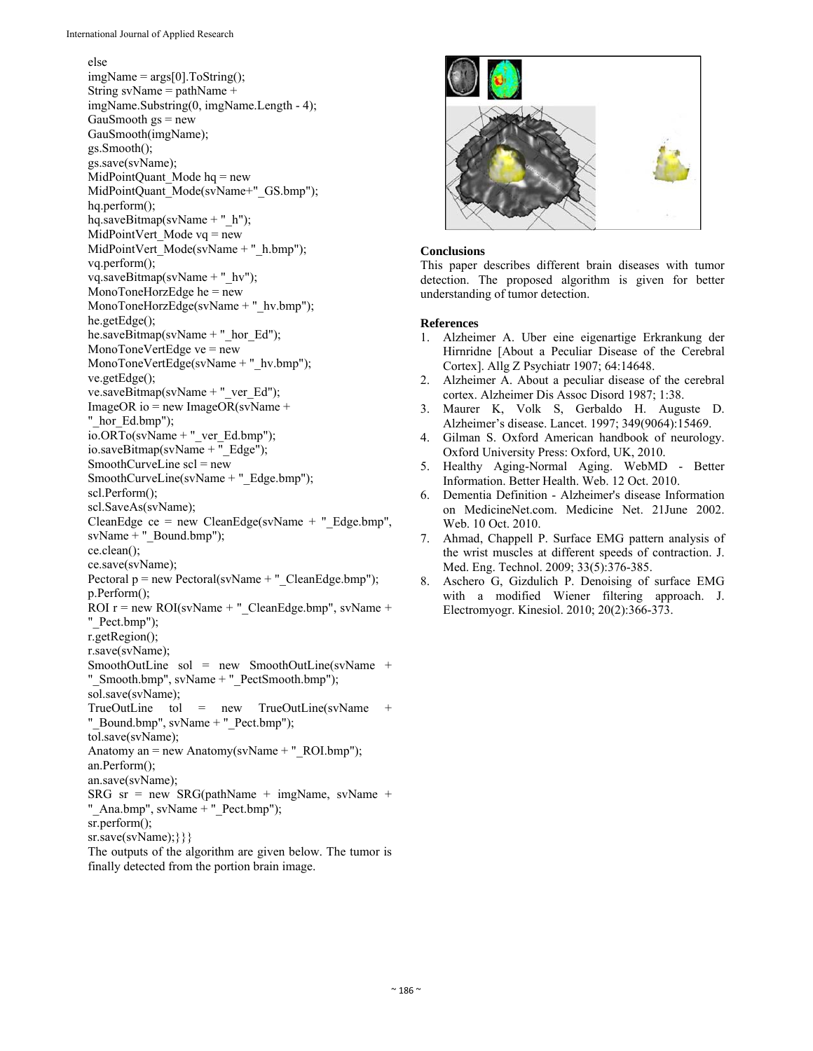```
else
imgName = args[0].ToString();
String svName = pathName +
imgName.Substring(0, imgName.Length - 4);
GauSmooth gs = new
GauSmooth(imgName);
gs.Smooth();
gs.save(svName);
MidPointQuant_Mode hq = new
MidPointQuant_Mode(svName+"_GS.bmp");
hq.perform();
hq.saveBitmap(svName + "_h");
MidPointVert_Mode vq = new
MidPointVert_Mode(svName + "_h.bmp");
vq.perform();
vq.saveBitmap(svName + "_hv");
MonoToneHorzEdge he = new
MonoToneHorzEdge(svName + "_hv.bmp");
he.getEdge();
he.saveBitmap(svName + "_hor_Ed");
MonoToneVertEdge ve = new
MonoToneVertEdge(svName + "_hv.bmp");
ve.getEdge();
ve.saveBitmap(svName + "_ver_Ed");
ImageOR io = new ImageOR(svName +
"_hor_Ed.bmp");
io.ORTo(svName + "_ver_Ed.bmp");
io.saveBitmap(svName + "_Edge");
SmoothCurveLine scl = new
SmoothCurveLine(svName + "_Edge.bmp");
scl.Perform();
scl.SaveAs(svName);
CleanEdge ce = new CleanEdge(svName + "_Edge.bmp",
svName + "_Bound.bmp");
ce.clean();
ce.save(svName);
Pectoral p = new Pectoral(svName + "_CleanEdge.bmp");
p.Perform();
ROI r = new ROI(svName + "_CleanEdge.bmp", svName +
"_Pect.bmp");
r.getRegion();
r.save(svName);
SmoothOutLine sol = new SmoothOutLine(svName +
"_Smooth.bmp", svName + "_PectSmooth.bmp");
sol.save(svName);
TrueOutLine tol = new TrueOutLine(svName +
"_Bound.bmp", svName + "_Pect.bmp");
tol.save(svName);
Anatomy an = new Anatomy(svName + "_ROI.bmp");
an.Perform();
an.save(svName);
SRG sr = new SRG(pathName + imgName, svName +
"_Ana.bmp", svName + "_Pect.bmp");
sr.perform();
sr.save(svName);}}}
```

The outputs of the algorithm are given below. The tumor is finally detected from the portion brain image.

## Conclusions

This paper describes different brain diseases with tumor detection. The proposed algorithm is given for better understanding of tumor detection.

## References

1. Alzheimer A. Uber eine eigenartige Erkrankung der Hirnridne [About a Peculiar Disease of the Cerebral Cortex]. Allg Z Psychiatr 1907; 64:14648.
2. Alzheimer A. About a peculiar disease of the cerebral cortex. Alzheimer Dis Assoc Disord 1987; 1:38.
3. Maurer K, Volk S, Gerbaldo H. Auguste D. Alzheimer's disease. Lancet. 1997; 349(9064):15469.
4. Gilman S. Oxford American handbook of neurology. Oxford University Press: Oxford, UK, 2010.
5. Healthy Aging-Normal Aging. WebMD - Better Information. Better Health. Web. 12 Oct. 2010.
6. Dementia Definition - Alzheimer's disease Information on MedicineNet.com. Medicine Net. 21June 2002. Web. 10 Oct. 2010.
7. Ahmad, Chappell P. Surface EMG pattern analysis of the wrist muscles at different speeds of contraction. J. Med. Eng. Technol. 2009; 33(5):376-385.
8. Aschero G, Gizdulich P. Denoising of surface EMG with a modified Wiener filtering approach. J. Electromyogr. Kinesiol. 2010; 20(2):366-373.